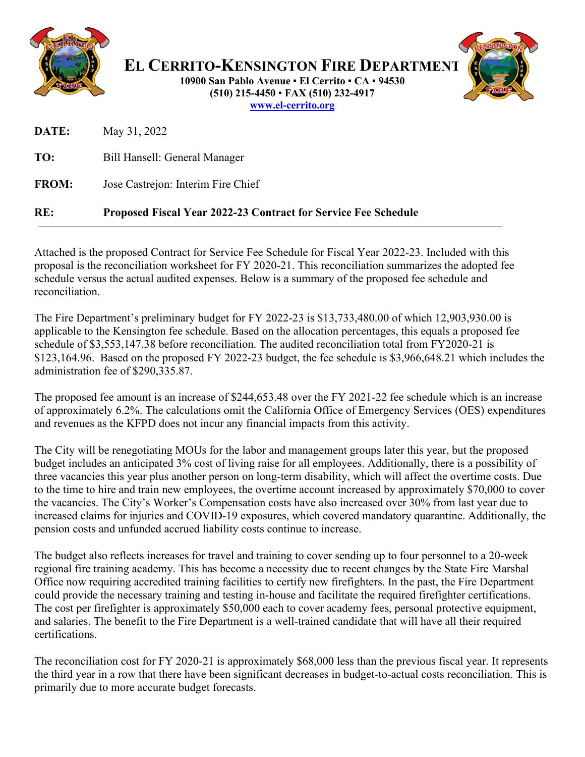# EL CERRITO-KENSINGTON FIRE DEPARTMENT

**10900 San Pablo Avenue ▪ El Cerrito ▪ CA ▪ 94530**
**(510) 215-4450 ▪ FAX (510) 232-4917**
**www.el-cerrito.org**

**DATE:** May 31, 2022

**TO:** Bill Hansell: General Manager

**FROM:** Jose Castrejon: Interim Fire Chief

**RE:** **Proposed Fiscal Year 2022-23 Contract for Service Fee Schedule**

---

Attached is the proposed Contract for Service Fee Schedule for Fiscal Year 2022-23. Included with this proposal is the reconciliation worksheet for FY 2020-21. This reconciliation summarizes the adopted fee schedule versus the actual audited expenses. Below is a summary of the proposed fee schedule and reconciliation.

The Fire Department's preliminary budget for FY 2022-23 is $13,733,480.00 of which 12,903,930.00 is applicable to the Kensington fee schedule. Based on the allocation percentages, this equals a proposed fee schedule of $3,553,147.38 before reconciliation. The audited reconciliation total from FY2020-21 is $123,164.96. Based on the proposed FY 2022-23 budget, the fee schedule is $3,966,648.21 which includes the administration fee of $290,335.87.

The proposed fee amount is an increase of $244,653.48 over the FY 2021-22 fee schedule which is an increase of approximately 6.2%. The calculations omit the California Office of Emergency Services (OES) expenditures and revenues as the KFPD does not incur any financial impacts from this activity.

The City will be renegotiating MOUs for the labor and management groups later this year, but the proposed budget includes an anticipated 3% cost of living raise for all employees. Additionally, there is a possibility of three vacancies this year plus another person on long-term disability, which will affect the overtime costs. Due to the time to hire and train new employees, the overtime account increased by approximately $70,000 to cover the vacancies. The City's Worker's Compensation costs have also increased over 30% from last year due to increased claims for injuries and COVID-19 exposures, which covered mandatory quarantine. Additionally, the pension costs and unfunded accrued liability costs continue to increase.

The budget also reflects increases for travel and training to cover sending up to four personnel to a 20-week regional fire training academy. This has become a necessity due to recent changes by the State Fire Marshal Office now requiring accredited training facilities to certify new firefighters. In the past, the Fire Department could provide the necessary training and testing in-house and facilitate the required firefighter certifications. The cost per firefighter is approximately $50,000 each to cover academy fees, personal protective equipment, and salaries. The benefit to the Fire Department is a well-trained candidate that will have all their required certifications.

The reconciliation cost for FY 2020-21 is approximately $68,000 less than the previous fiscal year. It represents the third year in a row that there have been significant decreases in budget-to-actual costs reconciliation. This is primarily due to more accurate budget forecasts.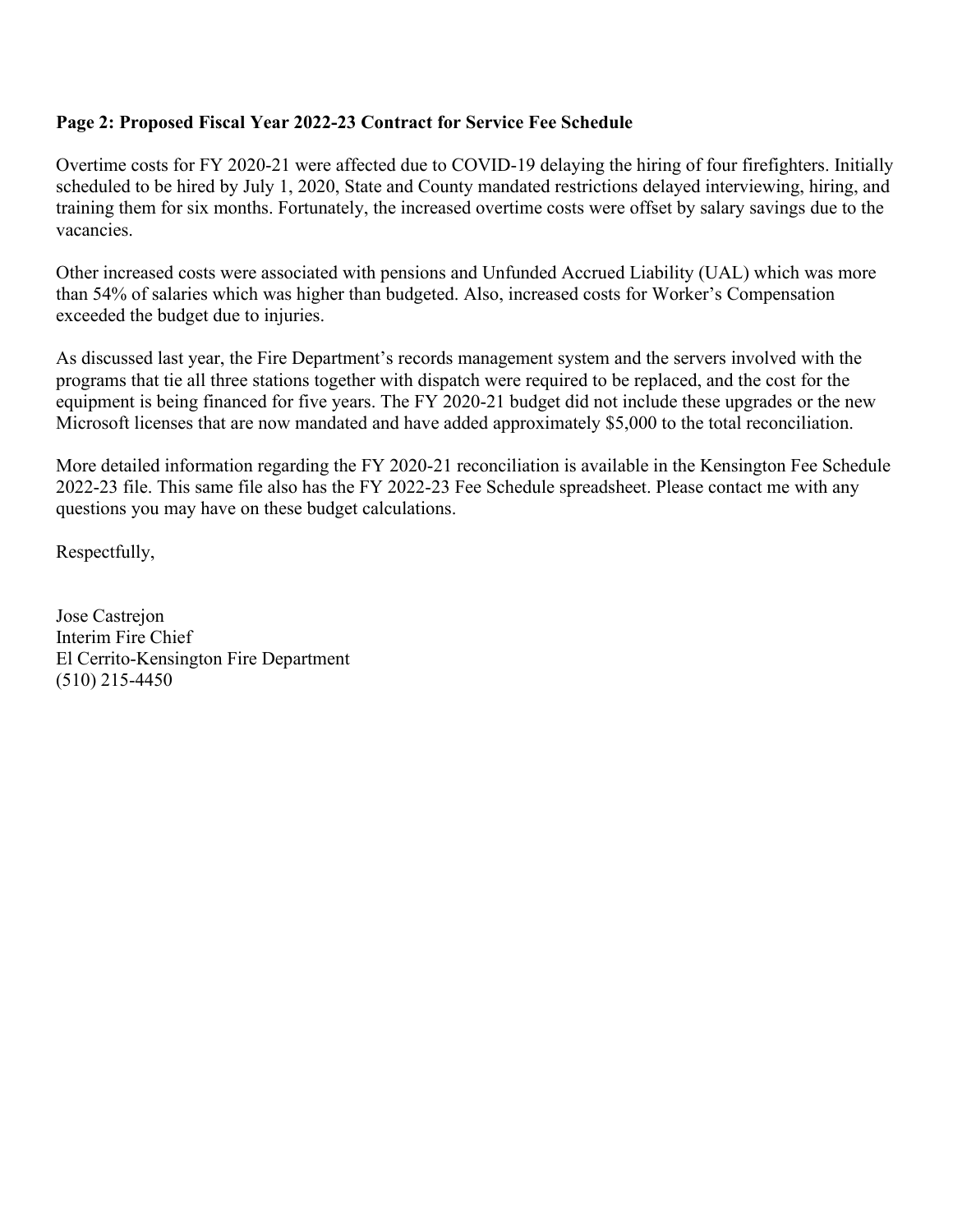**Page 2: Proposed Fiscal Year 2022-23 Contract for Service Fee Schedule**

Overtime costs for FY 2020-21 were affected due to COVID-19 delaying the hiring of four firefighters. Initially scheduled to be hired by July 1, 2020, State and County mandated restrictions delayed interviewing, hiring, and training them for six months. Fortunately, the increased overtime costs were offset by salary savings due to the vacancies.

Other increased costs were associated with pensions and Unfunded Accrued Liability (UAL) which was more than 54% of salaries which was higher than budgeted. Also, increased costs for Worker's Compensation exceeded the budget due to injuries.

As discussed last year, the Fire Department's records management system and the servers involved with the programs that tie all three stations together with dispatch were required to be replaced, and the cost for the equipment is being financed for five years. The FY 2020-21 budget did not include these upgrades or the new Microsoft licenses that are now mandated and have added approximately $5,000 to the total reconciliation.

More detailed information regarding the FY 2020-21 reconciliation is available in the Kensington Fee Schedule 2022-23 file. This same file also has the FY 2022-23 Fee Schedule spreadsheet. Please contact me with any questions you may have on these budget calculations.

Respectfully,

Jose Castrejon
Interim Fire Chief
El Cerrito-Kensington Fire Department
(510) 215-4450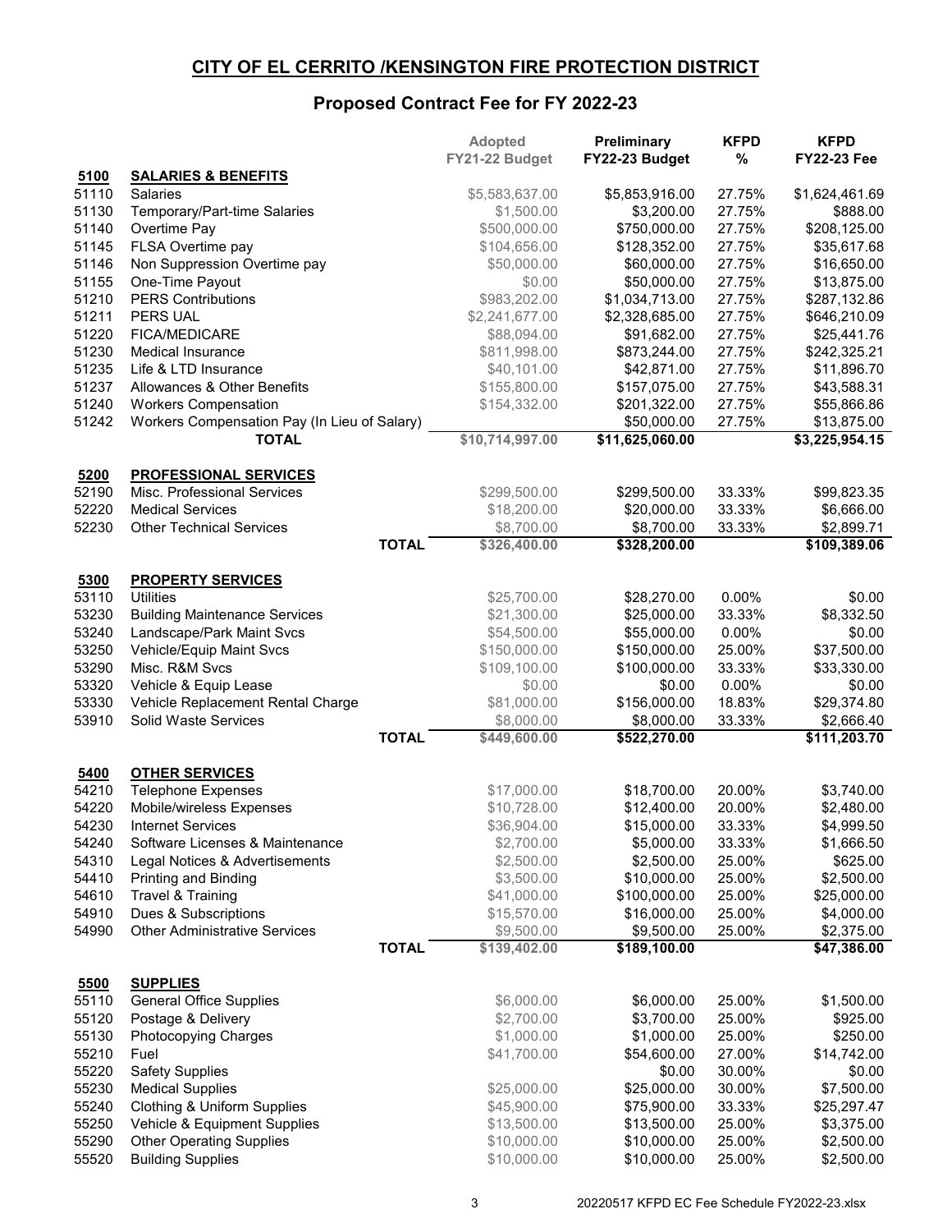# CITY OF EL CERRITO /KENSINGTON FIRE PROTECTION DISTRICT

## Proposed Contract Fee for FY 2022-23

| | | Adopted FY21-22 Budget | Preliminary FY22-23 Budget | KFPD % | KFPD FY22-23 Fee |
|---|---|---|---|---|---|
| **5100** | **SALARIES & BENEFITS** | | | | |
| 51110 | Salaries | $5,583,637.00 | $5,853,916.00 | 27.75% | $1,624,461.69 |
| 51130 | Temporary/Part-time Salaries | $1,500.00 | $3,200.00 | 27.75% | $888.00 |
| 51140 | Overtime Pay | $500,000.00 | $750,000.00 | 27.75% | $208,125.00 |
| 51145 | FLSA Overtime pay | $104,656.00 | $128,352.00 | 27.75% | $35,617.68 |
| 51146 | Non Suppression Overtime pay | $50,000.00 | $60,000.00 | 27.75% | $16,650.00 |
| 51155 | One-Time Payout | $0.00 | $50,000.00 | 27.75% | $13,875.00 |
| 51210 | PERS Contributions | $983,202.00 | $1,034,713.00 | 27.75% | $287,132.86 |
| 51211 | PERS UAL | $2,241,677.00 | $2,328,685.00 | 27.75% | $646,210.09 |
| 51220 | FICA/MEDICARE | $88,094.00 | $91,682.00 | 27.75% | $25,441.76 |
| 51230 | Medical Insurance | $811,998.00 | $873,244.00 | 27.75% | $242,325.21 |
| 51235 | Life & LTD Insurance | $40,101.00 | $42,871.00 | 27.75% | $11,896.70 |
| 51237 | Allowances & Other Benefits | $155,800.00 | $157,075.00 | 27.75% | $43,588.31 |
| 51240 | Workers Compensation | $154,332.00 | $201,322.00 | 27.75% | $55,866.86 |
| 51242 | Workers Compensation Pay (In Lieu of Salary) | | $50,000.00 | 27.75% | $13,875.00 |
| | **TOTAL** | $10,714,997.00 | $11,625,060.00 | | $3,225,954.15 |
| **5200** | **PROFESSIONAL SERVICES** | | | | |
| 52190 | Misc. Professional Services | $299,500.00 | $299,500.00 | 33.33% | $99,823.35 |
| 52220 | Medical Services | $18,200.00 | $20,000.00 | 33.33% | $6,666.00 |
| 52230 | Other Technical Services | $8,700.00 | $8,700.00 | 33.33% | $2,899.71 |
| | **TOTAL** | $326,400.00 | $328,200.00 | | $109,389.06 |
| **5300** | **PROPERTY SERVICES** | | | | |
| 53110 | Utilities | $25,700.00 | $28,270.00 | 0.00% | $0.00 |
| 53230 | Building Maintenance Services | $21,300.00 | $25,000.00 | 33.33% | $8,332.50 |
| 53240 | Landscape/Park Maint Svcs | $54,500.00 | $55,000.00 | 0.00% | $0.00 |
| 53250 | Vehicle/Equip Maint Svcs | $150,000.00 | $150,000.00 | 25.00% | $37,500.00 |
| 53290 | Misc. R&M Svcs | $109,100.00 | $100,000.00 | 33.33% | $33,330.00 |
| 53320 | Vehicle & Equip Lease | $0.00 | $0.00 | 0.00% | $0.00 |
| 53330 | Vehicle Replacement Rental Charge | $81,000.00 | $156,000.00 | 18.83% | $29,374.80 |
| 53910 | Solid Waste Services | $8,000.00 | $8,000.00 | 33.33% | $2,666.40 |
| | **TOTAL** | $449,600.00 | $522,270.00 | | $111,203.70 |
| **5400** | **OTHER SERVICES** | | | | |
| 54210 | Telephone Expenses | $17,000.00 | $18,700.00 | 20.00% | $3,740.00 |
| 54220 | Mobile/wireless Expenses | $10,728.00 | $12,400.00 | 20.00% | $2,480.00 |
| 54230 | Internet Services | $36,904.00 | $15,000.00 | 33.33% | $4,999.50 |
| 54240 | Software Licenses & Maintenance | $2,700.00 | $5,000.00 | 33.33% | $1,666.50 |
| 54310 | Legal Notices & Advertisements | $2,500.00 | $2,500.00 | 25.00% | $625.00 |
| 54410 | Printing and Binding | $3,500.00 | $10,000.00 | 25.00% | $2,500.00 |
| 54610 | Travel & Training | $41,000.00 | $100,000.00 | 25.00% | $25,000.00 |
| 54910 | Dues & Subscriptions | $15,570.00 | $16,000.00 | 25.00% | $4,000.00 |
| 54990 | Other Administrative Services | $9,500.00 | $9,500.00 | 25.00% | $2,375.00 |
| | **TOTAL** | $139,402.00 | $189,100.00 | | $47,386.00 |
| **5500** | **SUPPLIES** | | | | |
| 55110 | General Office Supplies | $6,000.00 | $6,000.00 | 25.00% | $1,500.00 |
| 55120 | Postage & Delivery | $2,700.00 | $3,700.00 | 25.00% | $925.00 |
| 55130 | Photocopying Charges | $1,000.00 | $1,000.00 | 25.00% | $250.00 |
| 55210 | Fuel | $41,700.00 | $54,600.00 | 27.00% | $14,742.00 |
| 55220 | Safety Supplies | | $0.00 | 30.00% | $0.00 |
| 55230 | Medical Supplies | $25,000.00 | $25,000.00 | 30.00% | $7,500.00 |
| 55240 | Clothing & Uniform Supplies | $45,900.00 | $75,900.00 | 33.33% | $25,297.47 |
| 55250 | Vehicle & Equipment Supplies | $13,500.00 | $13,500.00 | 25.00% | $3,375.00 |
| 55290 | Other Operating Supplies | $10,000.00 | $10,000.00 | 25.00% | $2,500.00 |
| 55520 | Building Supplies | $10,000.00 | $10,000.00 | 25.00% | $2,500.00 |

20220517 KFPD EC Fee Schedule FY2022-23.xlsx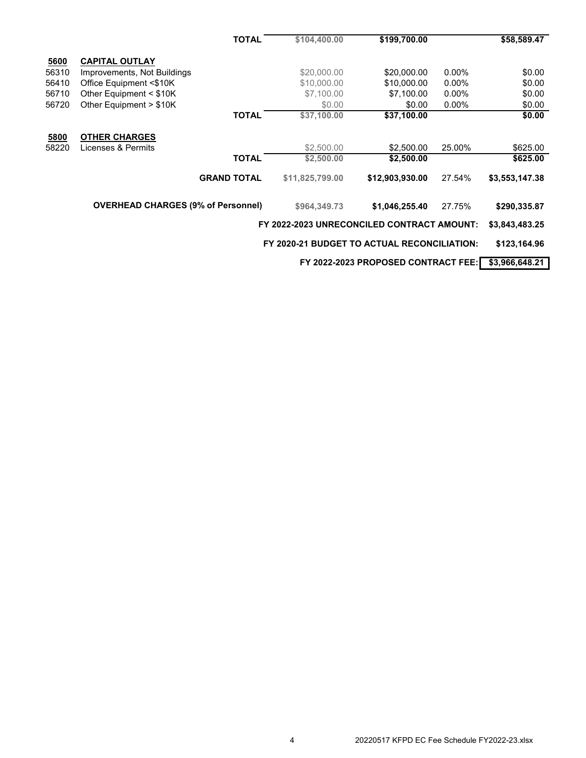| | | | | | |
|---|---|---|---|---|---|
| | TOTAL | $104,400.00 | $199,700.00 | | $58,589.47 |
| **5600** | **CAPITAL OUTLAY** | | | | |
| 56310 | Improvements, Not Buildings | $20,000.00 | $20,000.00 | 0.00% | $0.00 |
| 56410 | Office Equipment <$10K | $10,000.00 | $10,000.00 | 0.00% | $0.00 |
| 56710 | Other Equipment < $10K | $7,100.00 | $7,100.00 | 0.00% | $0.00 |
| 56720 | Other Equipment > $10K | $0.00 | $0.00 | 0.00% | $0.00 |
| | TOTAL | $37,100.00 | $37,100.00 | | $0.00 |
| **5800** | **OTHER CHARGES** | | | | |
| 58220 | Licenses & Permits | $2,500.00 | $2,500.00 | 25.00% | $625.00 |
| | TOTAL | $2,500.00 | $2,500.00 | | $625.00 |
| | GRAND TOTAL | $11,825,799.00 | $12,903,930.00 | 27.54% | $3,553,147.38 |
| | OVERHEAD CHARGES (9% of Personnel) | $964,349.73 | $1,046,255.40 | 27.75% | $290,335.87 |

**FY 2022-2023 UNRECONCILED CONTRACT AMOUNT:** $3,843,483.25

**FY 2020-21 BUDGET TO ACTUAL RECONCILIATION:** $123,164.96

**FY 2022-2023 PROPOSED CONTRACT FEE:** $3,966,648.21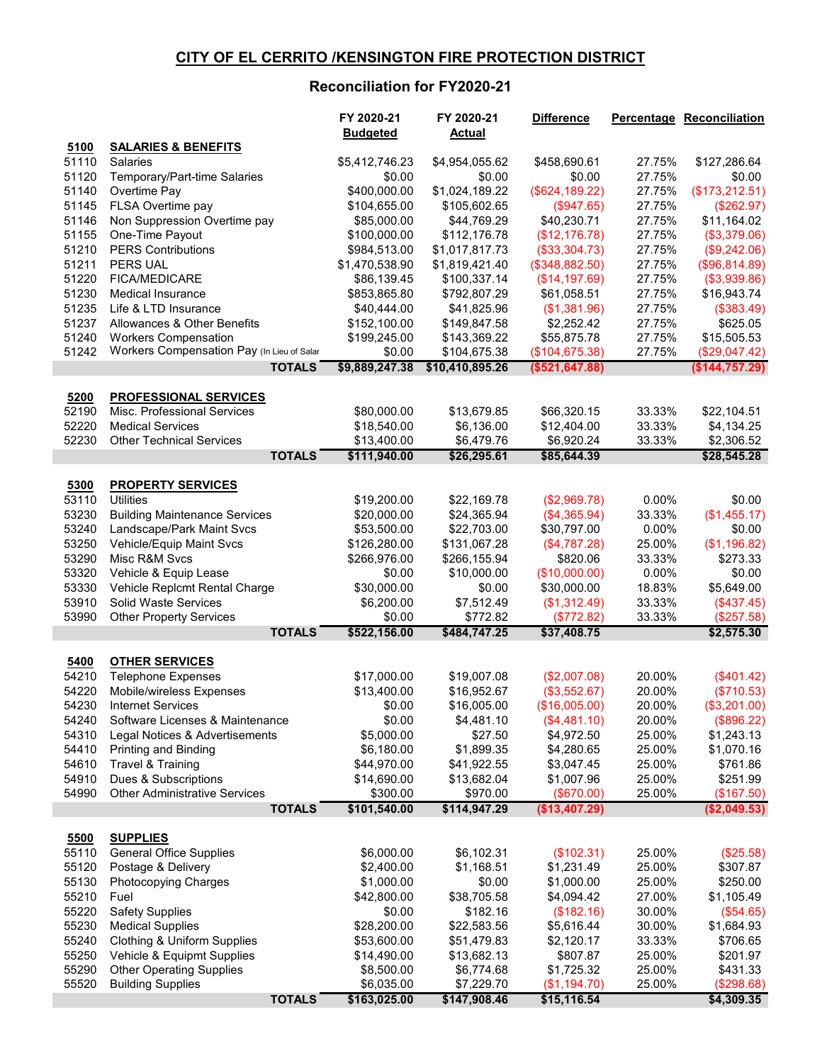## CITY OF EL CERRITO /KENSINGTON FIRE PROTECTION DISTRICT

### Reconciliation for FY2020-21

| | | FY 2020-21 Budgeted | FY 2020-21 Actual | Difference | Percentage | Reconciliation |
|---|---|---|---|---|---|---|
| **5100** | **SALARIES & BENEFITS** | | | | | |
| 51110 | Salaries | $5,412,746.23 | $4,954,055.62 | $458,690.61 | 27.75% | $127,286.64 |
| 51120 | Temporary/Part-time Salaries | $0.00 | $0.00 | $0.00 | 27.75% | $0.00 |
| 51140 | Overtime Pay | $400,000.00 | $1,024,189.22 | ($624,189.22) | 27.75% | ($173,212.51) |
| 51145 | FLSA Overtime pay | $104,655.00 | $105,602.65 | ($947.65) | 27.75% | ($262.97) |
| 51146 | Non Suppression Overtime pay | $85,000.00 | $44,769.29 | $40,230.71 | 27.75% | $11,164.02 |
| 51155 | One-Time Payout | $100,000.00 | $112,176.78 | ($12,176.78) | 27.75% | ($3,379.06) |
| 51210 | PERS Contributions | $984,513.00 | $1,017,817.73 | ($33,304.73) | 27.75% | ($9,242.06) |
| 51211 | PERS UAL | $1,470,538.90 | $1,819,421.40 | ($348,882.50) | 27.75% | ($96,814.89) |
| 51220 | FICA/MEDICARE | $86,139.45 | $100,337.14 | ($14,197.69) | 27.75% | ($3,939.86) |
| 51230 | Medical Insurance | $853,865.80 | $792,807.29 | $61,058.51 | 27.75% | $16,943.74 |
| 51235 | Life & LTD Insurance | $40,444.00 | $41,825.96 | ($1,381.96) | 27.75% | ($383.49) |
| 51237 | Allowances & Other Benefits | $152,100.00 | $149,847.58 | $2,252.42 | 27.75% | $625.05 |
| 51240 | Workers Compensation | $199,245.00 | $143,369.22 | $55,875.78 | 27.75% | $15,505.53 |
| 51242 | Workers Compensation Pay (In Lieu of Salar | $0.00 | $104,675.38 | ($104,675.38) | 27.75% | ($29,047.42) |
| | **TOTALS** | **$9,889,247.38** | **$10,410,895.26** | **($521,647.88)** | | **($144,757.29)** |
| **5200** | **PROFESSIONAL SERVICES** | | | | | |
| 52190 | Misc. Professional Services | $80,000.00 | $13,679.85 | $66,320.15 | 33.33% | $22,104.51 |
| 52220 | Medical Services | $18,540.00 | $6,136.00 | $12,404.00 | 33.33% | $4,134.25 |
| 52230 | Other Technical Services | $13,400.00 | $6,479.76 | $6,920.24 | 33.33% | $2,306.52 |
| | **TOTALS** | **$111,940.00** | **$26,295.61** | **$85,644.39** | | **$28,545.28** |
| **5300** | **PROPERTY SERVICES** | | | | | |
| 53110 | Utilities | $19,200.00 | $22,169.78 | ($2,969.78) | 0.00% | $0.00 |
| 53230 | Building Maintenance Services | $20,000.00 | $24,365.94 | ($4,365.94) | 33.33% | ($1,455.17) |
| 53240 | Landscape/Park Maint Svcs | $53,500.00 | $22,703.00 | $30,797.00 | 0.00% | $0.00 |
| 53250 | Vehicle/Equip Maint Svcs | $126,280.00 | $131,067.28 | ($4,787.28) | 25.00% | ($1,196.82) |
| 53290 | Misc R&M Svcs | $266,976.00 | $266,155.94 | $820.06 | 33.33% | $273.33 |
| 53320 | Vehicle & Equip Lease | $0.00 | $10,000.00 | ($10,000.00) | 0.00% | $0.00 |
| 53330 | Vehicle Replcmt Rental Charge | $30,000.00 | $0.00 | $30,000.00 | 18.83% | $5,649.00 |
| 53910 | Solid Waste Services | $6,200.00 | $7,512.49 | ($1,312.49) | 33.33% | ($437.45) |
| 53990 | Other Property Services | $0.00 | $772.82 | ($772.82) | 33.33% | ($257.58) |
| | **TOTALS** | **$522,156.00** | **$484,747.25** | **$37,408.75** | | **$2,575.30** |
| **5400** | **OTHER SERVICES** | | | | | |
| 54210 | Telephone Expenses | $17,000.00 | $19,007.08 | ($2,007.08) | 20.00% | ($401.42) |
| 54220 | Mobile/wireless Expenses | $13,400.00 | $16,952.67 | ($3,552.67) | 20.00% | ($710.53) |
| 54230 | Internet Services | $0.00 | $16,005.00 | ($16,005.00) | 20.00% | ($3,201.00) |
| 54240 | Software Licenses & Maintenance | $0.00 | $4,481.10 | ($4,481.10) | 20.00% | ($896.22) |
| 54310 | Legal Notices & Advertisements | $5,000.00 | $27.50 | $4,972.50 | 25.00% | $1,243.13 |
| 54410 | Printing and Binding | $6,180.00 | $1,899.35 | $4,280.65 | 25.00% | $1,070.16 |
| 54610 | Travel & Training | $44,970.00 | $41,922.55 | $3,047.45 | 25.00% | $761.86 |
| 54910 | Dues & Subscriptions | $14,690.00 | $13,682.04 | $1,007.96 | 25.00% | $251.99 |
| 54990 | Other Administrative Services | $300.00 | $970.00 | ($670.00) | 25.00% | ($167.50) |
| | **TOTALS** | **$101,540.00** | **$114,947.29** | **($13,407.29)** | | **($2,049.53)** |
| **5500** | **SUPPLIES** | | | | | |
| 55110 | General Office Supplies | $6,000.00 | $6,102.31 | ($102.31) | 25.00% | ($25.58) |
| 55120 | Postage & Delivery | $2,400.00 | $1,168.51 | $1,231.49 | 25.00% | $307.87 |
| 55130 | Photocopying Charges | $1,000.00 | $0.00 | $1,000.00 | 25.00% | $250.00 |
| 55210 | Fuel | $42,800.00 | $38,705.58 | $4,094.42 | 27.00% | $1,105.49 |
| 55220 | Safety Supplies | $0.00 | $182.16 | ($182.16) | 30.00% | ($54.65) |
| 55230 | Medical Supplies | $28,200.00 | $22,583.56 | $5,616.44 | 30.00% | $1,684.93 |
| 55240 | Clothing & Uniform Supplies | $53,600.00 | $51,479.83 | $2,120.17 | 33.33% | $706.65 |
| 55250 | Vehicle & Equipmt Supplies | $14,490.00 | $13,682.13 | $807.87 | 25.00% | $201.97 |
| 55290 | Other Operating Supplies | $8,500.00 | $6,774.68 | $1,725.32 | 25.00% | $431.33 |
| 55520 | Building Supplies | $6,035.00 | $7,229.70 | ($1,194.70) | 25.00% | ($298.68) |
| | **TOTALS** | **$163,025.00** | **$147,908.46** | **$15,116.54** | | **$4,309.35** |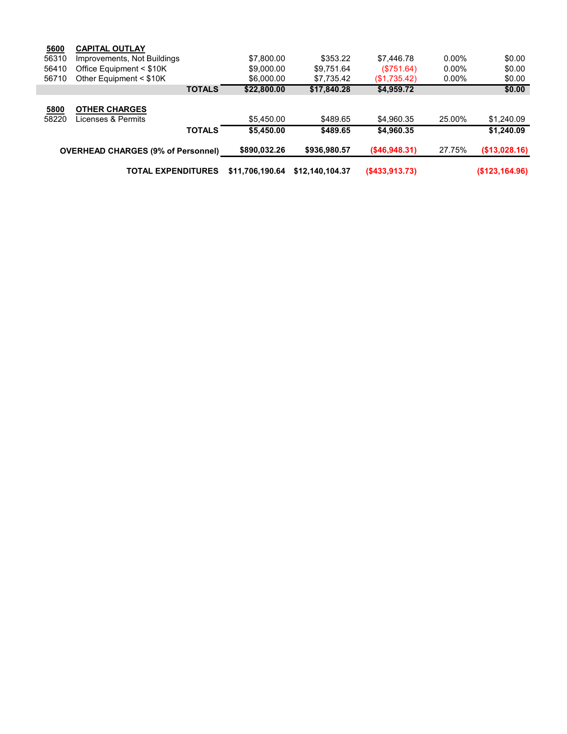| | | | | | | |
|---|---|---|---|---|---|---|
| **5600** | **CAPITAL OUTLAY** | | | | | |
| 56310 | Improvements, Not Buildings | $7,800.00 | $353.22 | $7,446.78 | 0.00% | $0.00 |
| 56410 | Office Equipment < $10K | $9,000.00 | $9,751.64 | ($751.64) | 0.00% | $0.00 |
| 56710 | Other Equipment < $10K | $6,000.00 | $7,735.42 | ($1,735.42) | 0.00% | $0.00 |
| | **TOTALS** | **$22,800.00** | **$17,840.28** | **$4,959.72** | | **$0.00** |
| **5800** | **OTHER CHARGES** | | | | | |
| 58220 | Licenses & Permits | $5,450.00 | $489.65 | $4,960.35 | 25.00% | $1,240.09 |
| | **TOTALS** | **$5,450.00** | **$489.65** | **$4,960.35** | | **$1,240.09** |
| | **OVERHEAD CHARGES (9% of Personnel)** | **$890,032.26** | **$936,980.57** | **($46,948.31)** | 27.75% | **($13,028.16)** |
| | **TOTAL EXPENDITURES** | **$11,706,190.64** | **$12,140,104.37** | **($433,913.73)** | | **($123,164.96)** |